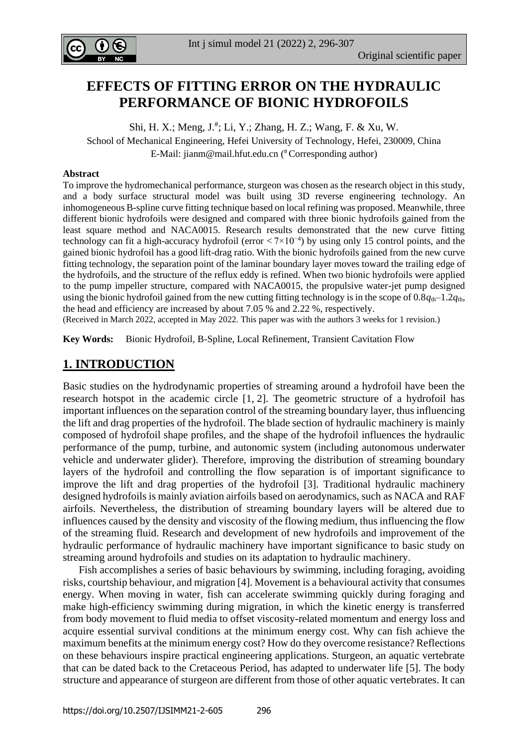# EFFECTS OF FITTING ERROR ON THE HYDRAULIC PERFORMANCE OF BIONIC HYDROFOILS

Shi, H. X.; Meng, J.[#]; Li, Y.; Zhang, H. Z.; Wang, F. & Xu, W.

School of Mechanical Engineering, Hefei University of Technology, Hefei, 230009, China

E-Mail: jianm@mail.hfut.edu.cn ([#] Corresponding author)

**Abstract**

To improve the hydromechanical performance, sturgeon was chosen as the research object in this study, and a body surface structural model was built using 3D reverse engineering technology. An inhomogeneous B-spline curve fitting technique based on local refining was proposed. Meanwhile, three different bionic hydrofoils were designed and compared with three bionic hydrofoils gained from the least square method and NACA0015. Research results demonstrated that the new curve fitting technology can fit a high-accuracy hydrofoil (error $< 7\times10^{-4}$) by using only 15 control points, and the gained bionic hydrofoil has a good lift-drag ratio. With the bionic hydrofoils gained from the new curve fitting technology, the separation point of the laminar boundary layer moves toward the trailing edge of the hydrofoils, and the structure of the reflux eddy is refined. When two bionic hydrofoils were applied to the pump impeller structure, compared with NACA0015, the propulsive water-jet pump designed using the bionic hydrofoil gained from the new cutting fitting technology is in the scope of $0.8q_{th}$–$1.2q_{th}$, the head and efficiency are increased by about 7.05 % and 2.22 %, respectively.

(Received in March 2022, accepted in May 2022. This paper was with the authors 3 weeks for 1 revision.)

**Key Words:** Bionic Hydrofoil, B-Spline, Local Refinement, Transient Cavitation Flow

## 1. INTRODUCTION

Basic studies on the hydrodynamic properties of streaming around a hydrofoil have been the research hotspot in the academic circle [1, 2]. The geometric structure of a hydrofoil has important influences on the separation control of the streaming boundary layer, thus influencing the lift and drag properties of the hydrofoil. The blade section of hydraulic machinery is mainly composed of hydrofoil shape profiles, and the shape of the hydrofoil influences the hydraulic performance of the pump, turbine, and autonomic system (including autonomous underwater vehicle and underwater glider). Therefore, improving the distribution of streaming boundary layers of the hydrofoil and controlling the flow separation is of important significance to improve the lift and drag properties of the hydrofoil [3]. Traditional hydraulic machinery designed hydrofoils is mainly aviation airfoils based on aerodynamics, such as NACA and RAF airfoils. Nevertheless, the distribution of streaming boundary layers will be altered due to influences caused by the density and viscosity of the flowing medium, thus influencing the flow of the streaming fluid. Research and development of new hydrofoils and improvement of the hydraulic performance of hydraulic machinery have important significance to basic study on streaming around hydrofoils and studies on its adaptation to hydraulic machinery.

Fish accomplishes a series of basic behaviours by swimming, including foraging, avoiding risks, courtship behaviour, and migration [4]. Movement is a behavioural activity that consumes energy. When moving in water, fish can accelerate swimming quickly during foraging and make high-efficiency swimming during migration, in which the kinetic energy is transferred from body movement to fluid media to offset viscosity-related momentum and energy loss and acquire essential survival conditions at the minimum energy cost. Why can fish achieve the maximum benefits at the minimum energy cost? How do they overcome resistance? Reflections on these behaviours inspire practical engineering applications. Sturgeon, an aquatic vertebrate that can be dated back to the Cretaceous Period, has adapted to underwater life [5]. The body structure and appearance of sturgeon are different from those of other aquatic vertebrates. It can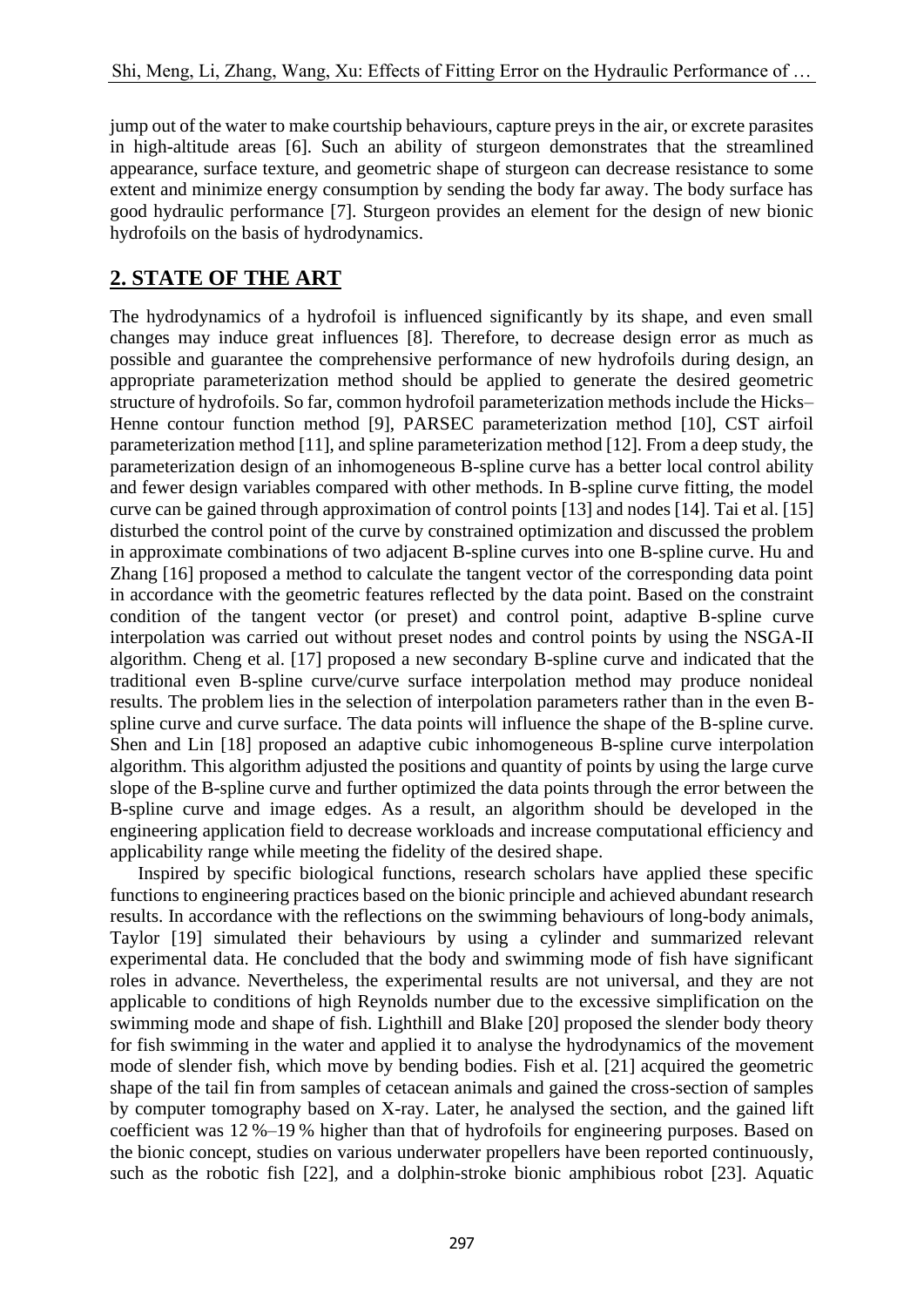jump out of the water to make courtship behaviours, capture preys in the air, or excrete parasites in high-altitude areas [6]. Such an ability of sturgeon demonstrates that the streamlined appearance, surface texture, and geometric shape of sturgeon can decrease resistance to some extent and minimize energy consumption by sending the body far away. The body surface has good hydraulic performance [7]. Sturgeon provides an element for the design of new bionic hydrofoils on the basis of hydrodynamics.

## 2. STATE OF THE ART

The hydrodynamics of a hydrofoil is influenced significantly by its shape, and even small changes may induce great influences [8]. Therefore, to decrease design error as much as possible and guarantee the comprehensive performance of new hydrofoils during design, an appropriate parameterization method should be applied to generate the desired geometric structure of hydrofoils. So far, common hydrofoil parameterization methods include the Hicks–Henne contour function method [9], PARSEC parameterization method [10], CST airfoil parameterization method [11], and spline parameterization method [12]. From a deep study, the parameterization design of an inhomogeneous B-spline curve has a better local control ability and fewer design variables compared with other methods. In B-spline curve fitting, the model curve can be gained through approximation of control points [13] and nodes [14]. Tai et al. [15] disturbed the control point of the curve by constrained optimization and discussed the problem in approximate combinations of two adjacent B-spline curves into one B-spline curve. Hu and Zhang [16] proposed a method to calculate the tangent vector of the corresponding data point in accordance with the geometric features reflected by the data point. Based on the constraint condition of the tangent vector (or preset) and control point, adaptive B-spline curve interpolation was carried out without preset nodes and control points by using the NSGA-II algorithm. Cheng et al. [17] proposed a new secondary B-spline curve and indicated that the traditional even B-spline curve/curve surface interpolation method may produce nonideal results. The problem lies in the selection of interpolation parameters rather than in the even B-spline curve and curve surface. The data points will influence the shape of the B-spline curve. Shen and Lin [18] proposed an adaptive cubic inhomogeneous B-spline curve interpolation algorithm. This algorithm adjusted the positions and quantity of points by using the large curve slope of the B-spline curve and further optimized the data points through the error between the B-spline curve and image edges. As a result, an algorithm should be developed in the engineering application field to decrease workloads and increase computational efficiency and applicability range while meeting the fidelity of the desired shape.

Inspired by specific biological functions, research scholars have applied these specific functions to engineering practices based on the bionic principle and achieved abundant research results. In accordance with the reflections on the swimming behaviours of long-body animals, Taylor [19] simulated their behaviours by using a cylinder and summarized relevant experimental data. He concluded that the body and swimming mode of fish have significant roles in advance. Nevertheless, the experimental results are not universal, and they are not applicable to conditions of high Reynolds number due to the excessive simplification on the swimming mode and shape of fish. Lighthill and Blake [20] proposed the slender body theory for fish swimming in the water and applied it to analyse the hydrodynamics of the movement mode of slender fish, which move by bending bodies. Fish et al. [21] acquired the geometric shape of the tail fin from samples of cetacean animals and gained the cross-section of samples by computer tomography based on X-ray. Later, he analysed the section, and the gained lift coefficient was 12 %–19 % higher than that of hydrofoils for engineering purposes. Based on the bionic concept, studies on various underwater propellers have been reported continuously, such as the robotic fish [22], and a dolphin-stroke bionic amphibious robot [23]. Aquatic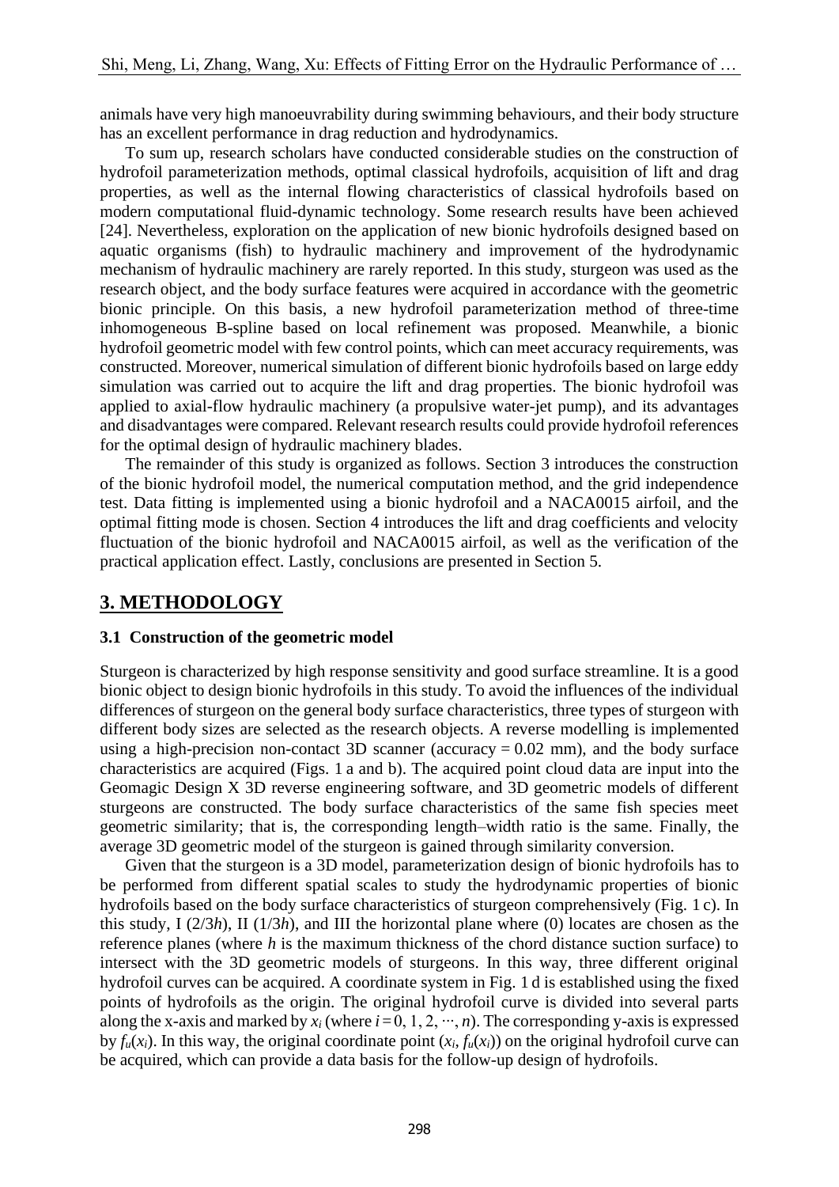animals have very high manoeuvrability during swimming behaviours, and their body structure has an excellent performance in drag reduction and hydrodynamics.

To sum up, research scholars have conducted considerable studies on the construction of hydrofoil parameterization methods, optimal classical hydrofoils, acquisition of lift and drag properties, as well as the internal flowing characteristics of classical hydrofoils based on modern computational fluid-dynamic technology. Some research results have been achieved [24]. Nevertheless, exploration on the application of new bionic hydrofoils designed based on aquatic organisms (fish) to hydraulic machinery and improvement of the hydrodynamic mechanism of hydraulic machinery are rarely reported. In this study, sturgeon was used as the research object, and the body surface features were acquired in accordance with the geometric bionic principle. On this basis, a new hydrofoil parameterization method of three-time inhomogeneous B-spline based on local refinement was proposed. Meanwhile, a bionic hydrofoil geometric model with few control points, which can meet accuracy requirements, was constructed. Moreover, numerical simulation of different bionic hydrofoils based on large eddy simulation was carried out to acquire the lift and drag properties. The bionic hydrofoil was applied to axial-flow hydraulic machinery (a propulsive water-jet pump), and its advantages and disadvantages were compared. Relevant research results could provide hydrofoil references for the optimal design of hydraulic machinery blades.

The remainder of this study is organized as follows. Section 3 introduces the construction of the bionic hydrofoil model, the numerical computation method, and the grid independence test. Data fitting is implemented using a bionic hydrofoil and a NACA0015 airfoil, and the optimal fitting mode is chosen. Section 4 introduces the lift and drag coefficients and velocity fluctuation of the bionic hydrofoil and NACA0015 airfoil, as well as the verification of the practical application effect. Lastly, conclusions are presented in Section 5.

## 3. METHODOLOGY

### 3.1 Construction of the geometric model

Sturgeon is characterized by high response sensitivity and good surface streamline. It is a good bionic object to design bionic hydrofoils in this study. To avoid the influences of the individual differences of sturgeon on the general body surface characteristics, three types of sturgeon with different body sizes are selected as the research objects. A reverse modelling is implemented using a high-precision non-contact 3D scanner (accuracy = 0.02 mm), and the body surface characteristics are acquired (Figs. 1 a and b). The acquired point cloud data are input into the Geomagic Design X 3D reverse engineering software, and 3D geometric models of different sturgeons are constructed. The body surface characteristics of the same fish species meet geometric similarity; that is, the corresponding length–width ratio is the same. Finally, the average 3D geometric model of the sturgeon is gained through similarity conversion.

Given that the sturgeon is a 3D model, parameterization design of bionic hydrofoils has to be performed from different spatial scales to study the hydrodynamic properties of bionic hydrofoils based on the body surface characteristics of sturgeon comprehensively (Fig. 1 c). In this study, I ($2/3h$), II ($1/3h$), and III the horizontal plane where (0) locates are chosen as the reference planes (where $h$ is the maximum thickness of the chord distance suction surface) to intersect with the 3D geometric models of sturgeons. In this way, three different original hydrofoil curves can be acquired. A coordinate system in Fig. 1 d is established using the fixed points of hydrofoils as the origin. The original hydrofoil curve is divided into several parts along the x-axis and marked by $x_i$ (where $i = 0, 1, 2, \cdots, n$). The corresponding y-axis is expressed by $f_u(x_i)$. In this way, the original coordinate point ($x_i$, $f_u(x_i)$) on the original hydrofoil curve can be acquired, which can provide a data basis for the follow-up design of hydrofoils.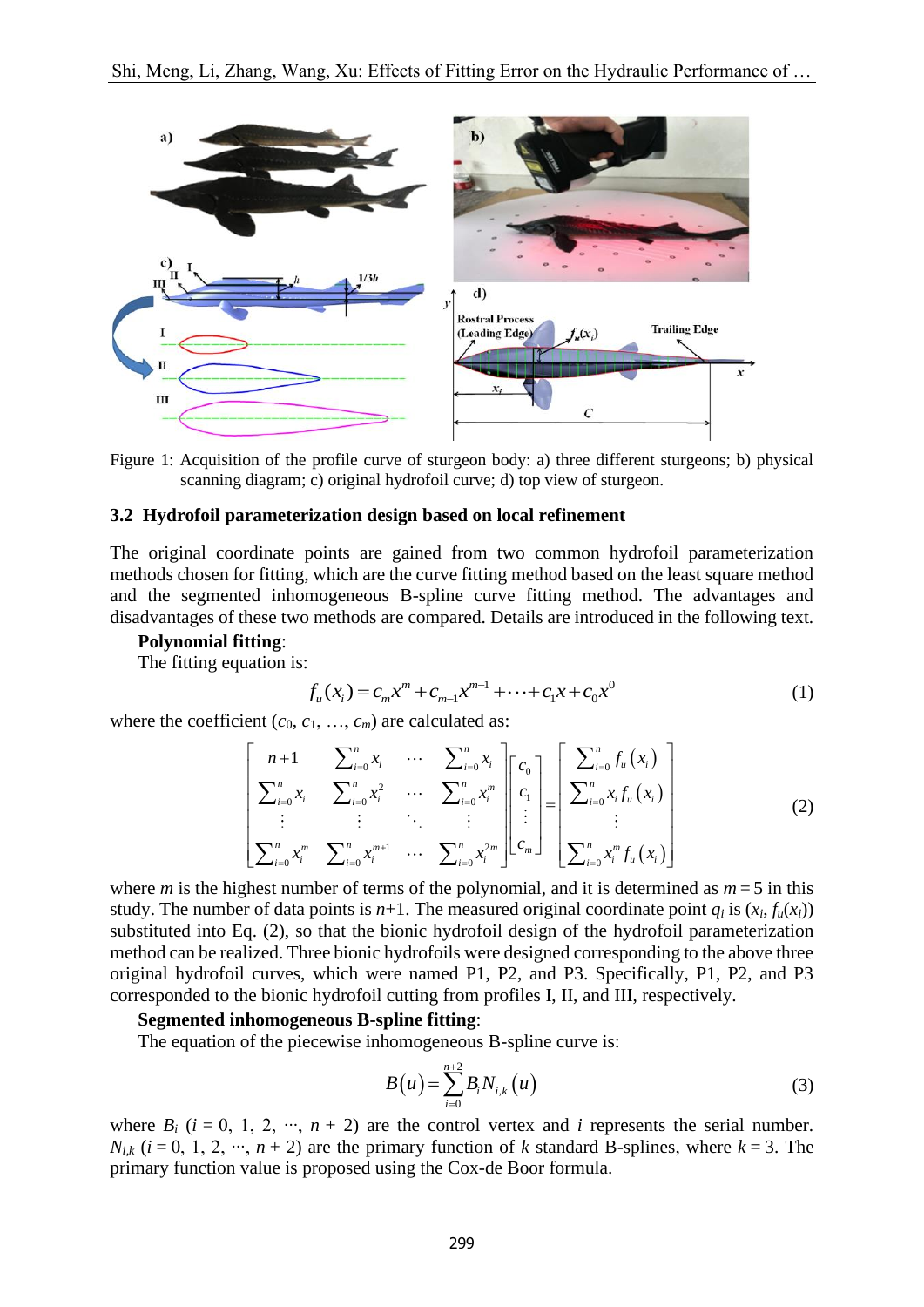Figure 1: Acquisition of the profile curve of sturgeon body: a) three different sturgeons; b) physical scanning diagram; c) original hydrofoil curve; d) top view of sturgeon.

### 3.2 Hydrofoil parameterization design based on local refinement

The original coordinate points are gained from two common hydrofoil parameterization methods chosen for fitting, which are the curve fitting method based on the least square method and the segmented inhomogeneous B-spline curve fitting method. The advantages and disadvantages of these two methods are compared. Details are introduced in the following text.

**Polynomial fitting**:

The fitting equation is:

$$f_u(x_i) = c_m x^m + c_{m-1} x^{m-1} + \cdots + c_1 x + c_0 x^0 \tag{1}$$

where the coefficient ($c_0$, $c_1$, …, $c_m$) are calculated as:

$$\begin{bmatrix} n+1 & \sum_{i=0}^{n} x_i & \cdots & \sum_{i=0}^{n} x_i \\ \sum_{i=0}^{n} x_i & \sum_{i=0}^{n} x_i^2 & \cdots & \sum_{i=0}^{n} x_i^m \\ \vdots & \vdots & \ddots & \vdots \\ \sum_{i=0}^{n} x_i^m & \sum_{i=0}^{n} x_i^{m+1} & \cdots & \sum_{i=0}^{n} x_i^{2m} \end{bmatrix} \begin{bmatrix} c_0 \\ c_1 \\ \vdots \\ c_m \end{bmatrix} = \begin{bmatrix} \sum_{i=0}^{n} f_u(x_i) \\ \sum_{i=0}^{n} x_i f_u(x_i) \\ \vdots \\ \sum_{i=0}^{n} x_i^m f_u(x_i) \end{bmatrix} \tag{2}$$

where $m$ is the highest number of terms of the polynomial, and it is determined as $m = 5$ in this study. The number of data points is $n$+1. The measured original coordinate point $q_i$ is ($x_i$, $f_u(x_i)$) substituted into Eq. (2), so that the bionic hydrofoil design of the hydrofoil parameterization method can be realized. Three bionic hydrofoils were designed corresponding to the above three original hydrofoil curves, which were named P1, P2, and P3. Specifically, P1, P2, and P3 corresponded to the bionic hydrofoil cutting from profiles I, II, and III, respectively.

**Segmented inhomogeneous B-spline fitting**:

The equation of the piecewise inhomogeneous B-spline curve is:

$$B(u) = \sum_{i=0}^{n+2} B_i N_{i,k}(u) \tag{3}$$

where $B_i$ ($i$ = 0, 1, 2, ···, $n$ + 2) are the control vertex and $i$ represents the serial number. $N_{i,k}$ ($i$ = 0, 1, 2, ···, $n$ + 2) are the primary function of $k$ standard B-splines, where $k$ = 3. The primary function value is proposed using the Cox-de Boor formula.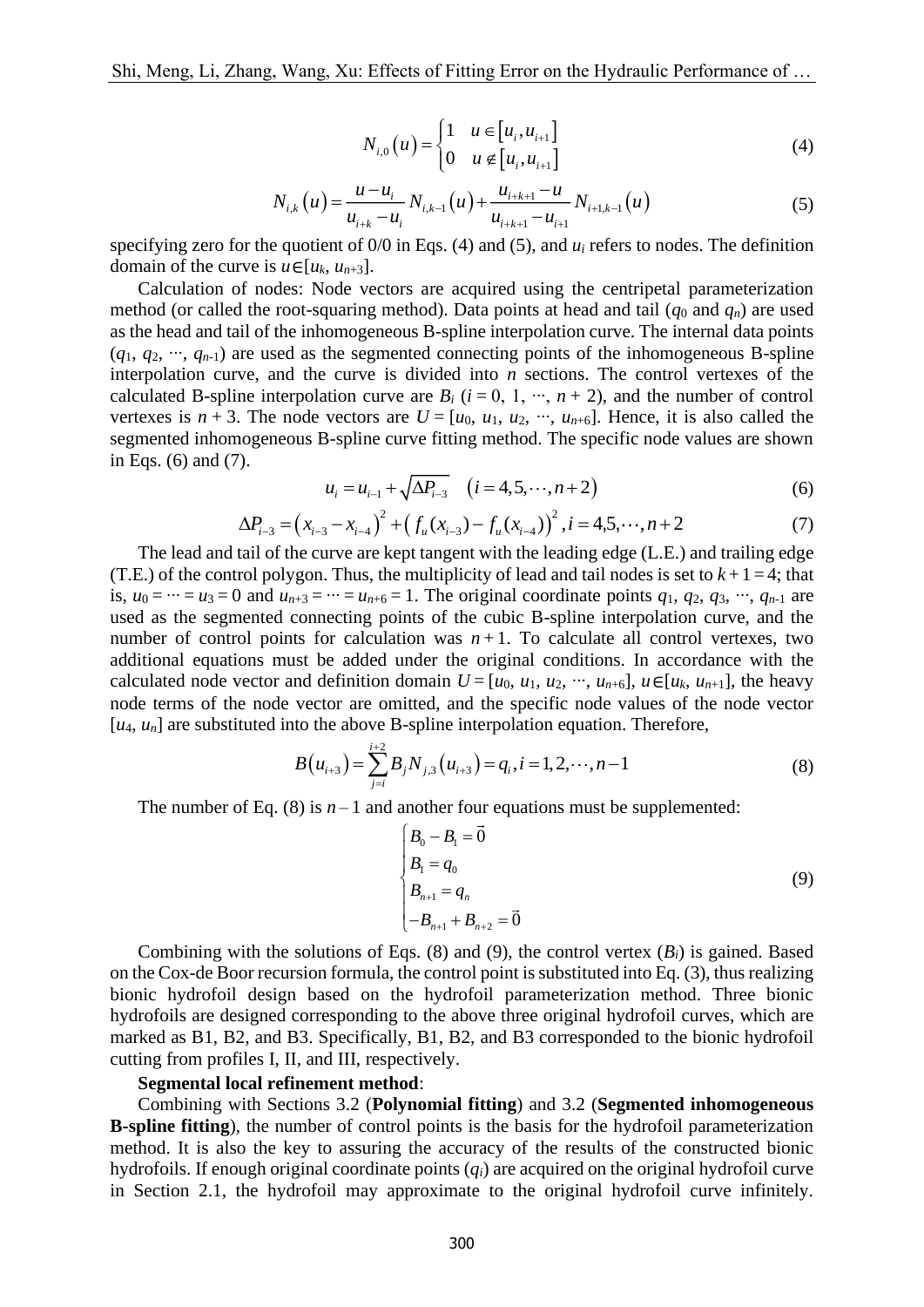$$N_{i,0}(u) = \begin{cases} 1 & u \in [u_i, u_{i+1}] \\ 0 & u \notin [u_i, u_{i+1}] \end{cases} \tag{4}$$

$$N_{i,k}(u) = \frac{u - u_i}{u_{i+k} - u_i} N_{i,k-1}(u) + \frac{u_{i+k+1} - u}{u_{i+k+1} - u_{i+1}} N_{i+1,k-1}(u) \tag{5}$$

specifying zero for the quotient of 0/0 in Eqs. (4) and (5), and $u_i$ refers to nodes. The definition domain of the curve is $u \in [u_k, u_{n+3}]$.

Calculation of nodes: Node vectors are acquired using the centripetal parameterization method (or called the root-squaring method). Data points at head and tail ($q_0$ and $q_n$) are used as the head and tail of the inhomogeneous B-spline interpolation curve. The internal data points ($q_1$, $q_2$, ···, $q_{n-1}$) are used as the segmented connecting points of the inhomogeneous B-spline interpolation curve, and the curve is divided into $n$ sections. The control vertexes of the calculated B-spline interpolation curve are $B_i$ ($i = 0, 1, \cdots, n + 2$), and the number of control vertexes is $n + 3$. The node vectors are $U = [u_0, u_1, u_2, \cdots, u_{n+6}]$. Hence, it is also called the segmented inhomogeneous B-spline curve fitting method. The specific node values are shown in Eqs. (6) and (7).

$$u_i = u_{i-1} + \sqrt{\Delta P_{i-3}} \quad (i = 4, 5, \cdots, n+2) \tag{6}$$

$$\Delta P_{i-3} = \left(x_{i-3} - x_{i-4}\right)^2 + \left(f_u(x_{i-3}) - f_u(x_{i-4})\right)^2, i = 4, 5, \cdots, n+2 \tag{7}$$

The lead and tail of the curve are kept tangent with the leading edge (L.E.) and trailing edge (T.E.) of the control polygon. Thus, the multiplicity of lead and tail nodes is set to $k + 1 = 4$; that is, $u_0 = \cdots = u_3 = 0$ and $u_{n+3} = \cdots = u_{n+6} = 1$. The original coordinate points $q_1$, $q_2$, $q_3$, ···, $q_{n-1}$ are used as the segmented connecting points of the cubic B-spline interpolation curve, and the number of control points for calculation was $n + 1$. To calculate all control vertexes, two additional equations must be added under the original conditions. In accordance with the calculated node vector and definition domain $U = [u_0, u_1, u_2, \cdots, u_{n+6}]$, $u \in [u_k, u_{n+1}]$, the heavy node terms of the node vector are omitted, and the specific node values of the node vector $[u_4, u_n]$ are substituted into the above B-spline interpolation equation. Therefore,

$$B(u_{i+3}) = \sum_{j=i}^{i+2} B_j N_{j,3}(u_{i+3}) = q_i, i = 1, 2, \cdots, n-1 \tag{8}$$

The number of Eq. (8) is $n - 1$ and another four equations must be supplemented:

$$\begin{cases} B_0 - B_1 = \vec{0} \\ B_1 = q_0 \\ B_{n+1} = q_n \\ -B_{n+1} + B_{n+2} = \vec{0} \end{cases} \tag{9}$$

Combining with the solutions of Eqs. (8) and (9), the control vertex ($B_i$) is gained. Based on the Cox-de Boor recursion formula, the control point is substituted into Eq. (3), thus realizing bionic hydrofoil design based on the hydrofoil parameterization method. Three bionic hydrofoils are designed corresponding to the above three original hydrofoil curves, which are marked as B1, B2, and B3. Specifically, B1, B2, and B3 corresponded to the bionic hydrofoil cutting from profiles I, II, and III, respectively.

**Segmental local refinement method**:

Combining with Sections 3.2 (**Polynomial fitting**) and 3.2 (**Segmented inhomogeneous B-spline fitting**), the number of control points is the basis for the hydrofoil parameterization method. It is also the key to assuring the accuracy of the results of the constructed bionic hydrofoils. If enough original coordinate points ($q_i$) are acquired on the original hydrofoil curve in Section 2.1, the hydrofoil may approximate to the original hydrofoil curve infinitely.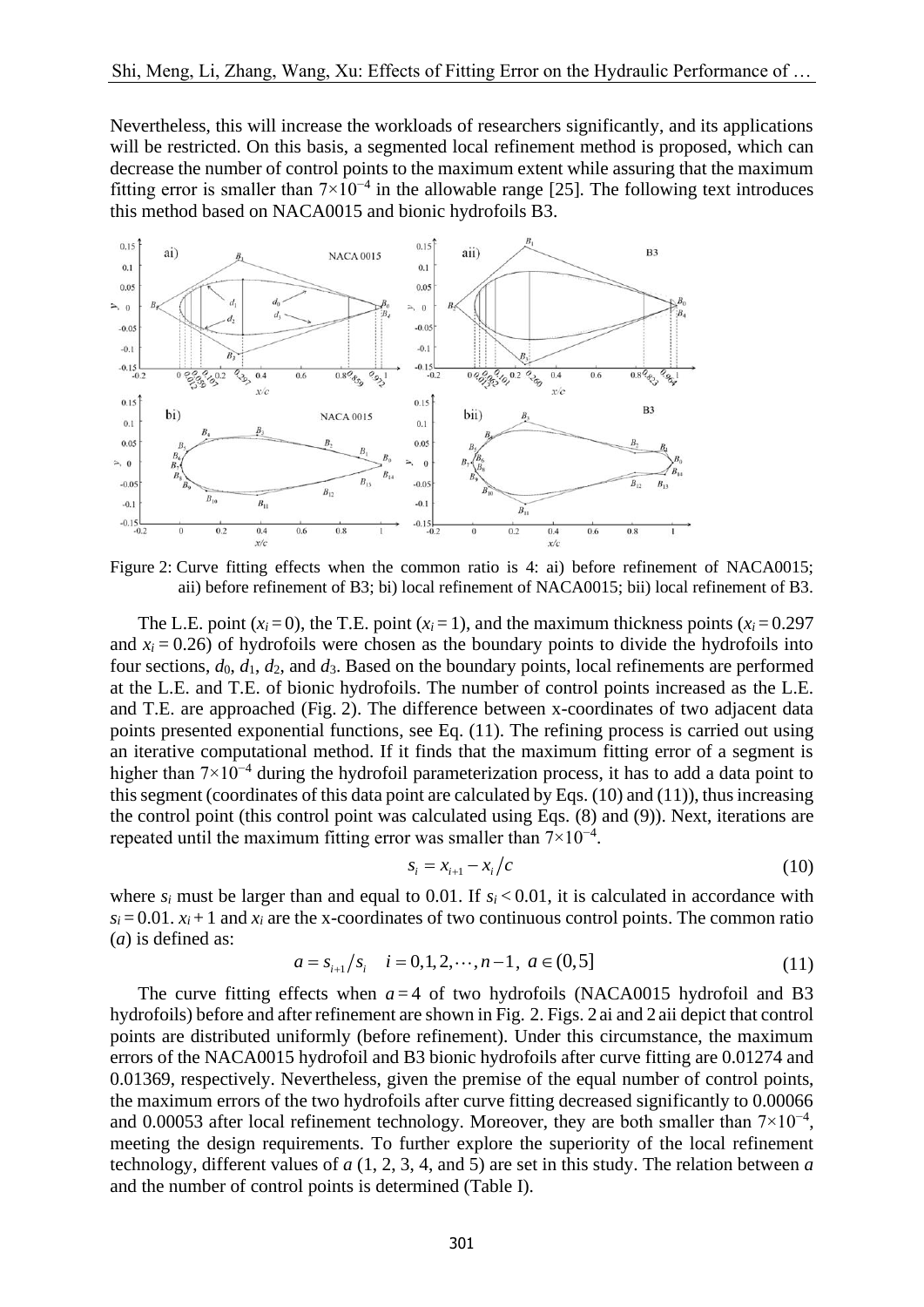Nevertheless, this will increase the workloads of researchers significantly, and its applications will be restricted. On this basis, a segmented local refinement method is proposed, which can decrease the number of control points to the maximum extent while assuring that the maximum fitting error is smaller than $7 \times 10^{-4}$ in the allowable range [25]. The following text introduces this method based on NACA0015 and bionic hydrofoils B3.

Figure 2: Curve fitting effects when the common ratio is 4: ai) before refinement of NACA0015; aii) before refinement of B3; bi) local refinement of NACA0015; bii) local refinement of B3.

The L.E. point ($x_i = 0$), the T.E. point ($x_i = 1$), and the maximum thickness points ($x_i = 0.297$ and $x_i = 0.26$) of hydrofoils were chosen as the boundary points to divide the hydrofoils into four sections, $d_0$, $d_1$, $d_2$, and $d_3$. Based on the boundary points, local refinements are performed at the L.E. and T.E. of bionic hydrofoils. The number of control points increased as the L.E. and T.E. are approached (Fig. 2). The difference between x-coordinates of two adjacent data points presented exponential functions, see Eq. (11). The refining process is carried out using an iterative computational method. If it finds that the maximum fitting error of a segment is higher than $7 \times 10^{-4}$ during the hydrofoil parameterization process, it has to add a data point to this segment (coordinates of this data point are calculated by Eqs. (10) and (11)), thus increasing the control point (this control point was calculated using Eqs. (8) and (9)). Next, iterations are repeated until the maximum fitting error was smaller than $7 \times 10^{-4}$.

$$s_i = x_{i+1} - x_i / c \tag{10}$$

where $s_i$ must be larger than and equal to 0.01. If $s_i < 0.01$, it is calculated in accordance with $s_i = 0.01$. $x_i + 1$ and $x_i$ are the x-coordinates of two continuous control points. The common ratio ($a$) is defined as:

$$a = s_{i+1} / s_i \quad i = 0, 1, 2, \cdots, n-1, \; a \in (0, 5] \tag{11}$$

The curve fitting effects when $a = 4$ of two hydrofoils (NACA0015 hydrofoil and B3 hydrofoils) before and after refinement are shown in Fig. 2. Figs. 2 ai and 2 aii depict that control points are distributed uniformly (before refinement). Under this circumstance, the maximum errors of the NACA0015 hydrofoil and B3 bionic hydrofoils after curve fitting are 0.01274 and 0.01369, respectively. Nevertheless, given the premise of the equal number of control points, the maximum errors of the two hydrofoils after curve fitting decreased significantly to 0.00066 and 0.00053 after local refinement technology. Moreover, they are both smaller than $7 \times 10^{-4}$, meeting the design requirements. To further explore the superiority of the local refinement technology, different values of $a$ (1, 2, 3, 4, and 5) are set in this study. The relation between $a$ and the number of control points is determined (Table I).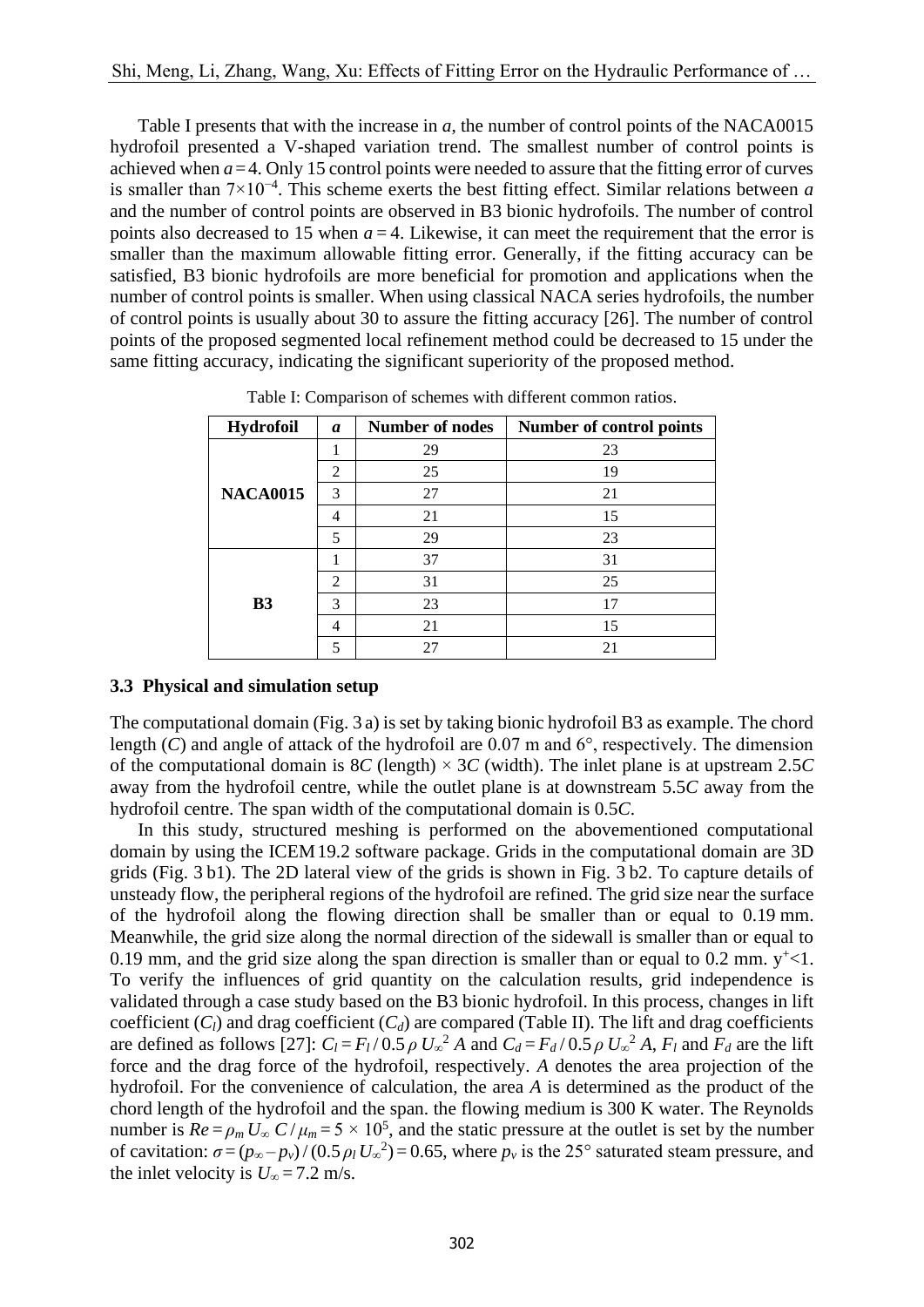Table I presents that with the increase in $a$, the number of control points of the NACA0015 hydrofoil presented a V-shaped variation trend. The smallest number of control points is achieved when $a = 4$. Only 15 control points were needed to assure that the fitting error of curves is smaller than $7 \times 10^{-4}$. This scheme exerts the best fitting effect. Similar relations between $a$ and the number of control points are observed in B3 bionic hydrofoils. The number of control points also decreased to 15 when $a = 4$. Likewise, it can meet the requirement that the error is smaller than the maximum allowable fitting error. Generally, if the fitting accuracy can be satisfied, B3 bionic hydrofoils are more beneficial for promotion and applications when the number of control points is smaller. When using classical NACA series hydrofoils, the number of control points is usually about 30 to assure the fitting accuracy [26]. The number of control points of the proposed segmented local refinement method could be decreased to 15 under the same fitting accuracy, indicating the significant superiority of the proposed method.

Table I: Comparison of schemes with different common ratios.

| Hydrofoil | $a$ | Number of nodes | Number of control points |
|---|---|---|---|
| NACA0015 | 1 | 29 | 23 |
| | 2 | 25 | 19 |
| | 3 | 27 | 21 |
| | 4 | 21 | 15 |
| | 5 | 29 | 23 |
| B3 | 1 | 37 | 31 |
| | 2 | 31 | 25 |
| | 3 | 23 | 17 |
| | 4 | 21 | 15 |
| | 5 | 27 | 21 |

### 3.3 Physical and simulation setup

The computational domain (Fig. 3 a) is set by taking bionic hydrofoil B3 as example. The chord length ($C$) and angle of attack of the hydrofoil are 0.07 m and 6°, respectively. The dimension of the computational domain is $8C$ (length) × $3C$ (width). The inlet plane is at upstream $2.5C$ away from the hydrofoil centre, while the outlet plane is at downstream $5.5C$ away from the hydrofoil centre. The span width of the computational domain is $0.5C$.

In this study, structured meshing is performed on the abovementioned computational domain by using the ICEM 19.2 software package. Grids in the computational domain are 3D grids (Fig. 3 b1). The 2D lateral view of the grids is shown in Fig. 3 b2. To capture details of unsteady flow, the peripheral regions of the hydrofoil are refined. The grid size near the surface of the hydrofoil along the flowing direction shall be smaller than or equal to 0.19 mm. Meanwhile, the grid size along the normal direction of the sidewall is smaller than or equal to 0.19 mm, and the grid size along the span direction is smaller than or equal to 0.2 mm. $y^+ < 1$. To verify the influences of grid quantity on the calculation results, grid independence is validated through a case study based on the B3 bionic hydrofoil. In this process, changes in lift coefficient ($C_l$) and drag coefficient ($C_d$) are compared (Table II). The lift and drag coefficients are defined as follows [27]: $C_l = F_l / 0.5 \rho U_\infty^2 A$ and $C_d = F_d / 0.5 \rho U_\infty^2 A$, $F_l$ and $F_d$ are the lift force and the drag force of the hydrofoil, respectively. $A$ denotes the area projection of the hydrofoil. For the convenience of calculation, the area $A$ is determined as the product of the chord length of the hydrofoil and the span. the flowing medium is 300 K water. The Reynolds number is $Re = \rho_m U_\infty C / \mu_m = 5 \times 10^5$, and the static pressure at the outlet is set by the number of cavitation: $\sigma = (p_\infty - p_v) / (0.5 \rho_l U_\infty^2) = 0.65$, where $p_v$ is the 25° saturated steam pressure, and the inlet velocity is $U_\infty = 7.2$ m/s.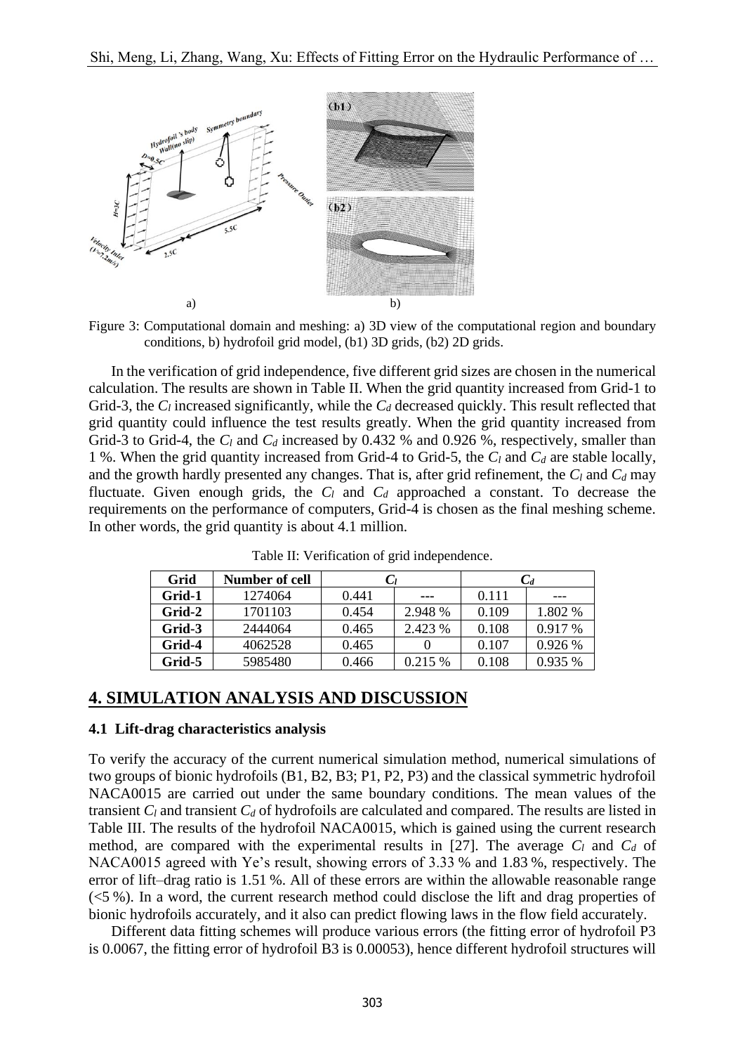a) b)

Figure 3: Computational domain and meshing: a) 3D view of the computational region and boundary conditions, b) hydrofoil grid model, (b1) 3D grids, (b2) 2D grids.

In the verification of grid independence, five different grid sizes are chosen in the numerical calculation. The results are shown in Table II. When the grid quantity increased from Grid-1 to Grid-3, the $C_l$ increased significantly, while the $C_d$ decreased quickly. This result reflected that grid quantity could influence the test results greatly. When the grid quantity increased from Grid-3 to Grid-4, the $C_l$ and $C_d$ increased by 0.432 % and 0.926 %, respectively, smaller than 1 %. When the grid quantity increased from Grid-4 to Grid-5, the $C_l$ and $C_d$ are stable locally, and the growth hardly presented any changes. That is, after grid refinement, the $C_l$ and $C_d$ may fluctuate. Given enough grids, the $C_l$ and $C_d$ approached a constant. To decrease the requirements on the performance of computers, Grid-4 is chosen as the final meshing scheme. In other words, the grid quantity is about 4.1 million.

Table II: Verification of grid independence.

| Grid | Number of cell | $C_l$ | | $C_d$ | |
|---|---|---|---|---|---|
| Grid-1 | 1274064 | 0.441 | --- | 0.111 | --- |
| Grid-2 | 1701103 | 0.454 | 2.948 % | 0.109 | 1.802 % |
| Grid-3 | 2444064 | 0.465 | 2.423 % | 0.108 | 0.917 % |
| Grid-4 | 4062528 | 0.465 | 0 | 0.107 | 0.926 % |
| Grid-5 | 5985480 | 0.466 | 0.215 % | 0.108 | 0.935 % |

## 4. SIMULATION ANALYSIS AND DISCUSSION

### 4.1 Lift-drag characteristics analysis

To verify the accuracy of the current numerical simulation method, numerical simulations of two groups of bionic hydrofoils (B1, B2, B3; P1, P2, P3) and the classical symmetric hydrofoil NACA0015 are carried out under the same boundary conditions. The mean values of the transient $C_l$ and transient $C_d$ of hydrofoils are calculated and compared. The results are listed in Table III. The results of the hydrofoil NACA0015, which is gained using the current research method, are compared with the experimental results in [27]. The average $C_l$ and $C_d$ of NACA0015 agreed with Ye's result, showing errors of 3.33 % and 1.83 %, respectively. The error of lift–drag ratio is 1.51 %. All of these errors are within the allowable reasonable range (<5 %). In a word, the current research method could disclose the lift and drag properties of bionic hydrofoils accurately, and it also can predict flowing laws in the flow field accurately.

Different data fitting schemes will produce various errors (the fitting error of hydrofoil P3 is 0.0067, the fitting error of hydrofoil B3 is 0.00053), hence different hydrofoil structures will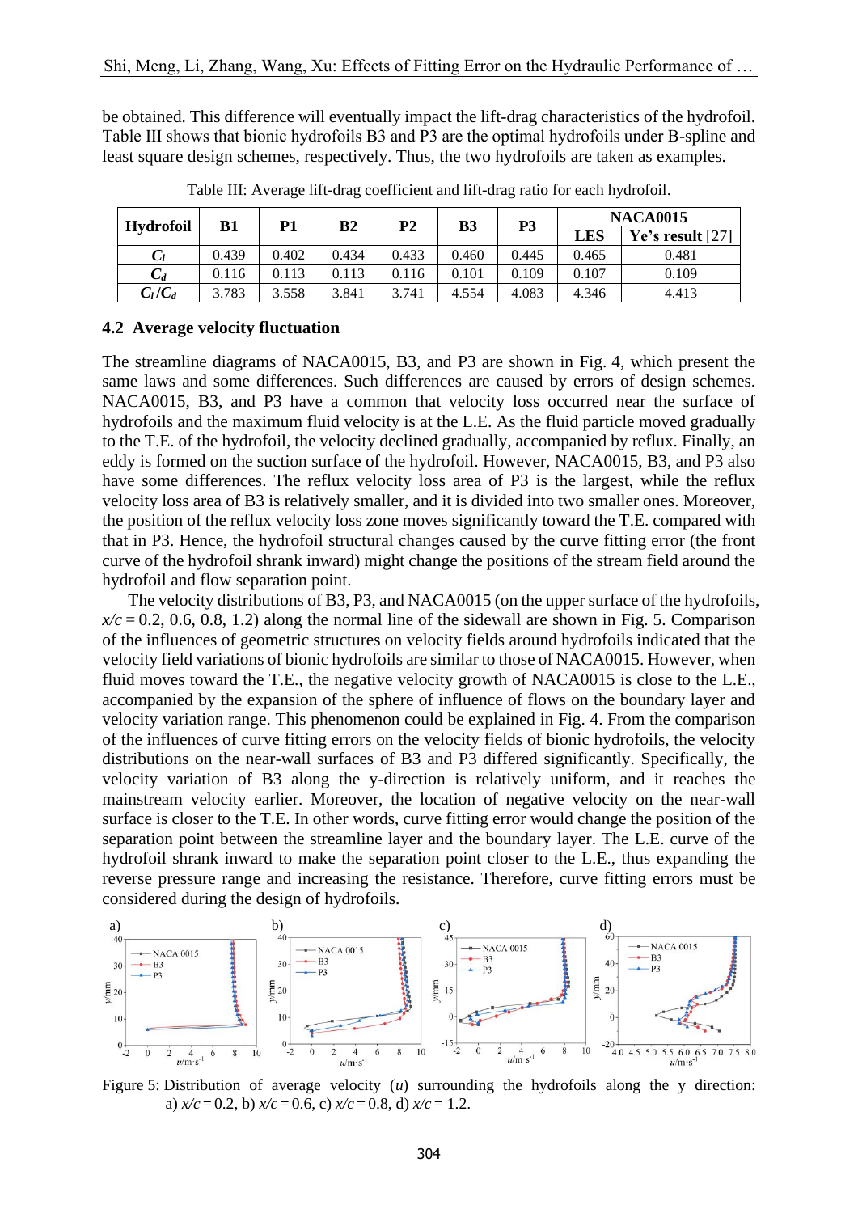be obtained. This difference will eventually impact the lift-drag characteristics of the hydrofoil. Table III shows that bionic hydrofoils B3 and P3 are the optimal hydrofoils under B-spline and least square design schemes, respectively. Thus, the two hydrofoils are taken as examples.

Table III: Average lift-drag coefficient and lift-drag ratio for each hydrofoil.

| Hydrofoil | B1 | P1 | B2 | P2 | B3 | P3 | NACA0015 | |
|---|---|---|---|---|---|---|---|---|
| | | | | | | | LES | Ye's result [27] |
| $C_l$ | 0.439 | 0.402 | 0.434 | 0.433 | 0.460 | 0.445 | 0.465 | 0.481 |
| $C_d$ | 0.116 | 0.113 | 0.113 | 0.116 | 0.101 | 0.109 | 0.107 | 0.109 |
| $C_l/C_d$ | 3.783 | 3.558 | 3.841 | 3.741 | 4.554 | 4.083 | 4.346 | 4.413 |

### 4.2 Average velocity fluctuation

The streamline diagrams of NACA0015, B3, and P3 are shown in Fig. 4, which present the same laws and some differences. Such differences are caused by errors of design schemes. NACA0015, B3, and P3 have a common that velocity loss occurred near the surface of hydrofoils and the maximum fluid velocity is at the L.E. As the fluid particle moved gradually to the T.E. of the hydrofoil, the velocity declined gradually, accompanied by reflux. Finally, an eddy is formed on the suction surface of the hydrofoil. However, NACA0015, B3, and P3 also have some differences. The reflux velocity loss area of P3 is the largest, while the reflux velocity loss area of B3 is relatively smaller, and it is divided into two smaller ones. Moreover, the position of the reflux velocity loss zone moves significantly toward the T.E. compared with that in P3. Hence, the hydrofoil structural changes caused by the curve fitting error (the front curve of the hydrofoil shrank inward) might change the positions of the stream field around the hydrofoil and flow separation point.

The velocity distributions of B3, P3, and NACA0015 (on the upper surface of the hydrofoils, $x/c = 0.2$, 0.6, 0.8, 1.2) along the normal line of the sidewall are shown in Fig. 5. Comparison of the influences of geometric structures on velocity fields around hydrofoils indicated that the velocity field variations of bionic hydrofoils are similar to those of NACA0015. However, when fluid moves toward the T.E., the negative velocity growth of NACA0015 is close to the L.E., accompanied by the expansion of the sphere of influence of flows on the boundary layer and velocity variation range. This phenomenon could be explained in Fig. 4. From the comparison of the influences of curve fitting errors on the velocity fields of bionic hydrofoils, the velocity distributions on the near-wall surfaces of B3 and P3 differed significantly. Specifically, the velocity variation of B3 along the y-direction is relatively uniform, and it reaches the mainstream velocity earlier. Moreover, the location of negative velocity on the near-wall surface is closer to the T.E. In other words, curve fitting error would change the position of the separation point between the streamline layer and the boundary layer. The L.E. curve of the hydrofoil shrank inward to make the separation point closer to the L.E., thus expanding the reverse pressure range and increasing the resistance. Therefore, curve fitting errors must be considered during the design of hydrofoils.

Figure 5: Distribution of average velocity ($u$) surrounding the hydrofoils along the y direction: a) $x/c = 0.2$, b) $x/c = 0.6$, c) $x/c = 0.8$, d) $x/c = 1.2$.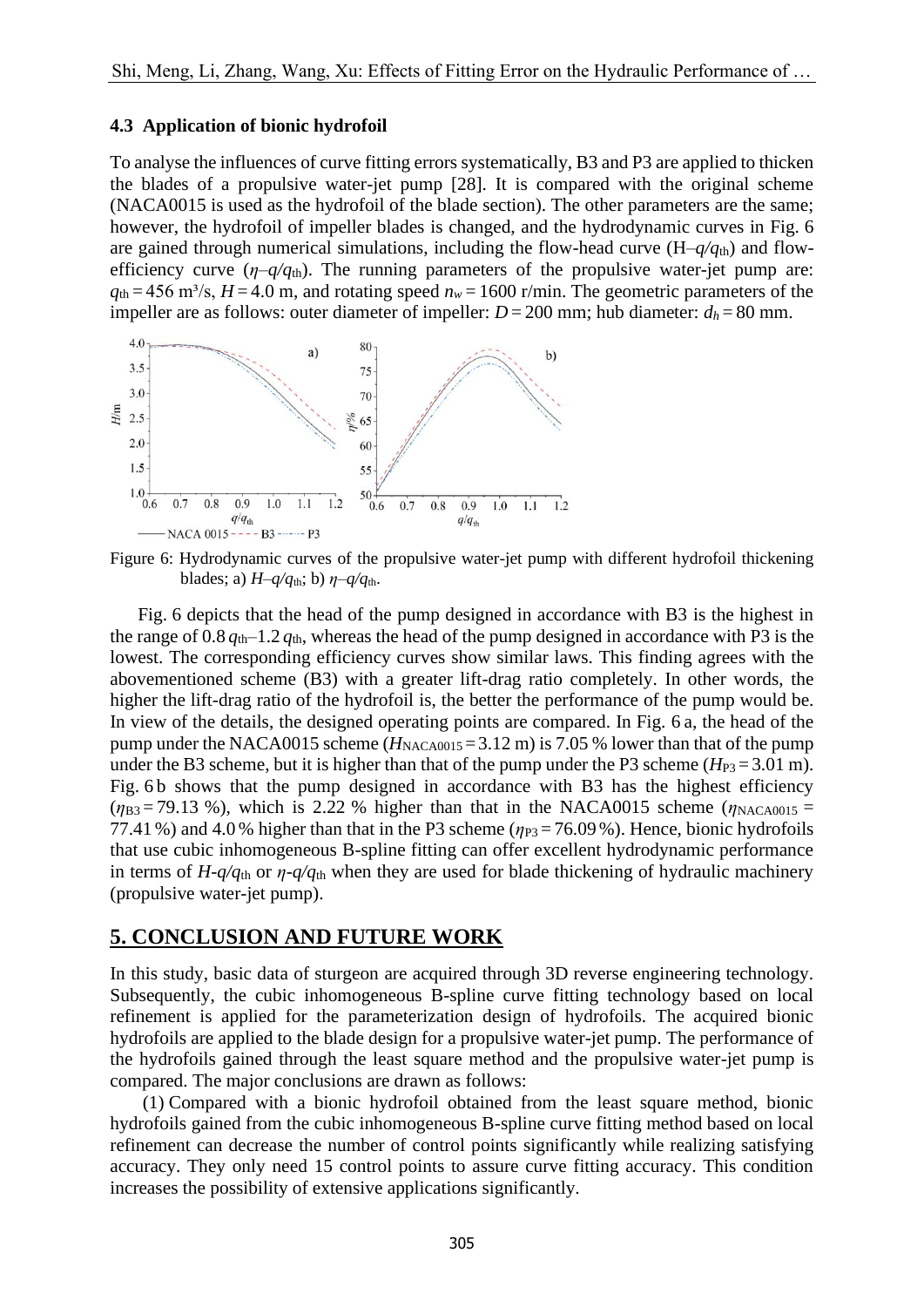### 4.3 Application of bionic hydrofoil

To analyse the influences of curve fitting errors systematically, B3 and P3 are applied to thicken the blades of a propulsive water-jet pump [28]. It is compared with the original scheme (NACA0015 is used as the hydrofoil of the blade section). The other parameters are the same; however, the hydrofoil of impeller blades is changed, and the hydrodynamic curves in Fig. 6 are gained through numerical simulations, including the flow-head curve ($H$–$q/q_{th}$) and flow-efficiency curve ($\eta$–$q/q_{th}$). The running parameters of the propulsive water-jet pump are: $q_{th} = 456$ m³/s, $H = 4.0$ m, and rotating speed $n_w = 1600$ r/min. The geometric parameters of the impeller are as follows: outer diameter of impeller: $D = 200$ mm; hub diameter: $d_h = 80$ mm.

Figure 6: Hydrodynamic curves of the propulsive water-jet pump with different hydrofoil thickening blades; a) $H$–$q/q_{th}$; b) $\eta$–$q/q_{th}$.

Fig. 6 depicts that the head of the pump designed in accordance with B3 is the highest in the range of $0.8\,q_{th}$–$1.2\,q_{th}$, whereas the head of the pump designed in accordance with P3 is the lowest. The corresponding efficiency curves show similar laws. This finding agrees with the abovementioned scheme (B3) with a greater lift-drag ratio completely. In other words, the higher the lift-drag ratio of the hydrofoil is, the better the performance of the pump would be. In view of the details, the designed operating points are compared. In Fig. 6 a, the head of the pump under the NACA0015 scheme ($H_{NACA0015} = 3.12$ m) is 7.05 % lower than that of the pump under the B3 scheme, but it is higher than that of the pump under the P3 scheme ($H_{P3} = 3.01$ m). Fig. 6 b shows that the pump designed in accordance with B3 has the highest efficiency ($\eta_{B3} = 79.13$ %), which is 2.22 % higher than that in the NACA0015 scheme ($\eta_{NACA0015} = 77.41$ %) and 4.0 % higher than that in the P3 scheme ($\eta_{P3} = 76.09$ %). Hence, bionic hydrofoils that use cubic inhomogeneous B-spline fitting can offer excellent hydrodynamic performance in terms of $H$-$q/q_{th}$ or $\eta$-$q/q_{th}$ when they are used for blade thickening of hydraulic machinery (propulsive water-jet pump).

## 5. CONCLUSION AND FUTURE WORK

In this study, basic data of sturgeon are acquired through 3D reverse engineering technology. Subsequently, the cubic inhomogeneous B-spline curve fitting technology based on local refinement is applied for the parameterization design of hydrofoils. The acquired bionic hydrofoils are applied to the blade design for a propulsive water-jet pump. The performance of the hydrofoils gained through the least square method and the propulsive water-jet pump is compared. The major conclusions are drawn as follows:

(1) Compared with a bionic hydrofoil obtained from the least square method, bionic hydrofoils gained from the cubic inhomogeneous B-spline curve fitting method based on local refinement can decrease the number of control points significantly while realizing satisfying accuracy. They only need 15 control points to assure curve fitting accuracy. This condition increases the possibility of extensive applications significantly.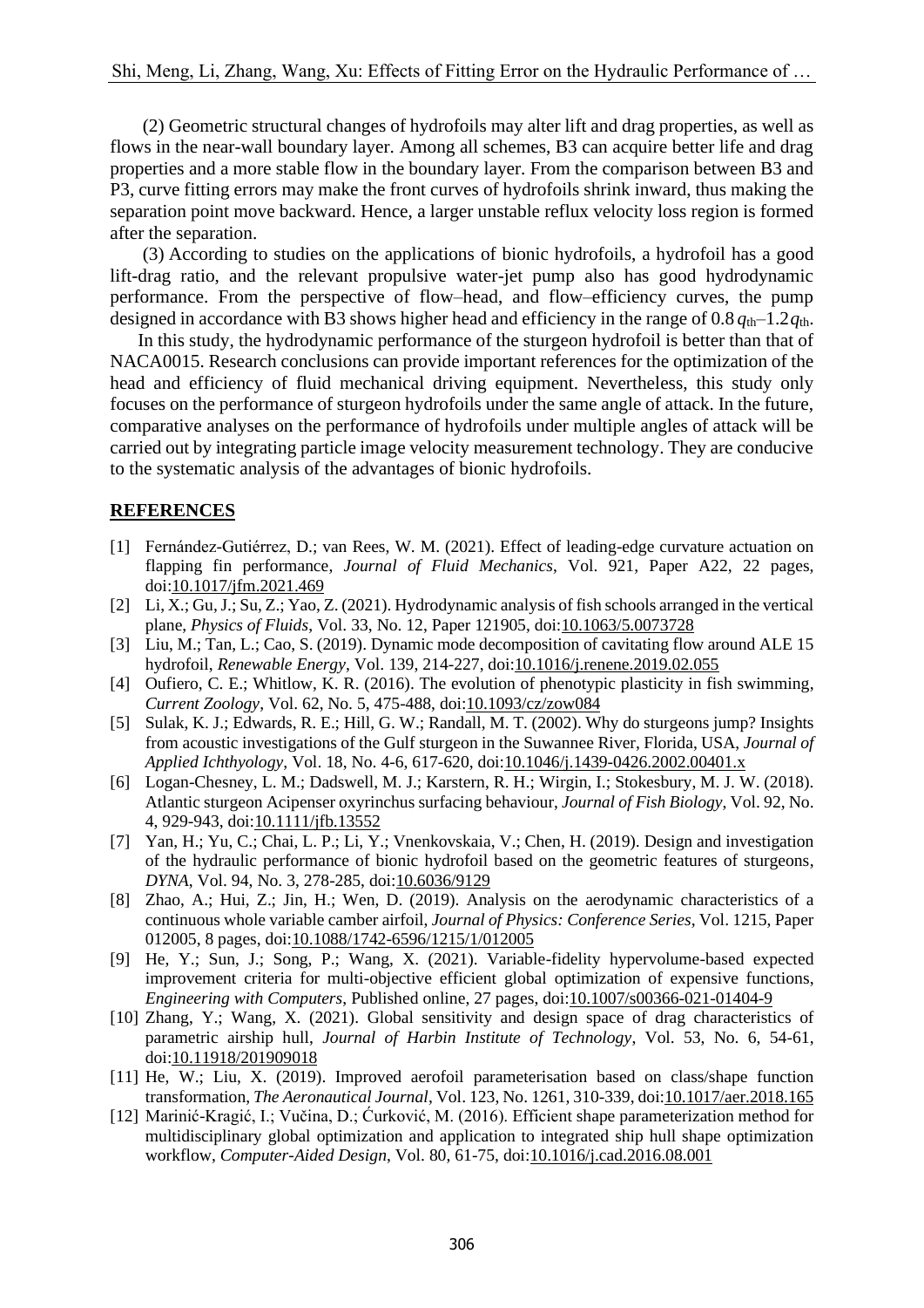(2) Geometric structural changes of hydrofoils may alter lift and drag properties, as well as flows in the near-wall boundary layer. Among all schemes, B3 can acquire better life and drag properties and a more stable flow in the boundary layer. From the comparison between B3 and P3, curve fitting errors may make the front curves of hydrofoils shrink inward, thus making the separation point move backward. Hence, a larger unstable reflux velocity loss region is formed after the separation.

(3) According to studies on the applications of bionic hydrofoils, a hydrofoil has a good lift-drag ratio, and the relevant propulsive water-jet pump also has good hydrodynamic performance. From the perspective of flow–head, and flow–efficiency curves, the pump designed in accordance with B3 shows higher head and efficiency in the range of $0.8\,q_{th}$–$1.2\,q_{th}$.

In this study, the hydrodynamic performance of the sturgeon hydrofoil is better than that of NACA0015. Research conclusions can provide important references for the optimization of the head and efficiency of fluid mechanical driving equipment. Nevertheless, this study only focuses on the performance of sturgeon hydrofoils under the same angle of attack. In the future, comparative analyses on the performance of hydrofoils under multiple angles of attack will be carried out by integrating particle image velocity measurement technology. They are conducive to the systematic analysis of the advantages of bionic hydrofoils.

## REFERENCES

[1] Fernández-Gutiérrez, D.; van Rees, W. M. (2021). Effect of leading-edge curvature actuation on flapping fin performance, *Journal of Fluid Mechanics*, Vol. 921, Paper A22, 22 pages, doi:10.1017/jfm.2021.469

[2] Li, X.; Gu, J.; Su, Z.; Yao, Z. (2021). Hydrodynamic analysis of fish schools arranged in the vertical plane, *Physics of Fluids*, Vol. 33, No. 12, Paper 121905, doi:10.1063/5.0073728

[3] Liu, M.; Tan, L.; Cao, S. (2019). Dynamic mode decomposition of cavitating flow around ALE 15 hydrofoil, *Renewable Energy*, Vol. 139, 214-227, doi:10.1016/j.renene.2019.02.055

[4] Oufiero, C. E.; Whitlow, K. R. (2016). The evolution of phenotypic plasticity in fish swimming, *Current Zoology*, Vol. 62, No. 5, 475-488, doi:10.1093/cz/zow084

[5] Sulak, K. J.; Edwards, R. E.; Hill, G. W.; Randall, M. T. (2002). Why do sturgeons jump? Insights from acoustic investigations of the Gulf sturgeon in the Suwannee River, Florida, USA, *Journal of Applied Ichthyology*, Vol. 18, No. 4-6, 617-620, doi:10.1046/j.1439-0426.2002.00401.x

[6] Logan-Chesney, L. M.; Dadswell, M. J.; Karstern, R. H.; Wirgin, I.; Stokesbury, M. J. W. (2018). Atlantic sturgeon Acipenser oxyrinchus surfacing behaviour, *Journal of Fish Biology*, Vol. 92, No. 4, 929-943, doi:10.1111/jfb.13552

[7] Yan, H.; Yu, C.; Chai, L. P.; Li, Y.; Vnenkovskaia, V.; Chen, H. (2019). Design and investigation of the hydraulic performance of bionic hydrofoil based on the geometric features of sturgeons, *DYNA*, Vol. 94, No. 3, 278-285, doi:10.6036/9129

[8] Zhao, A.; Hui, Z.; Jin, H.; Wen, D. (2019). Analysis on the aerodynamic characteristics of a continuous whole variable camber airfoil, *Journal of Physics: Conference Series*, Vol. 1215, Paper 012005, 8 pages, doi:10.1088/1742-6596/1215/1/012005

[9] He, Y.; Sun, J.; Song, P.; Wang, X. (2021). Variable-fidelity hypervolume-based expected improvement criteria for multi-objective efficient global optimization of expensive functions, *Engineering with Computers*, Published online, 27 pages, doi:10.1007/s00366-021-01404-9

[10] Zhang, Y.; Wang, X. (2021). Global sensitivity and design space of drag characteristics of parametric airship hull, *Journal of Harbin Institute of Technology*, Vol. 53, No. 6, 54-61, doi:10.11918/201909018

[11] He, W.; Liu, X. (2019). Improved aerofoil parameterisation based on class/shape function transformation, *The Aeronautical Journal*, Vol. 123, No. 1261, 310-339, doi:10.1017/aer.2018.165

[12] Marinić-Kragić, I.; Vučina, D.; Ćurković, M. (2016). Efficient shape parameterization method for multidisciplinary global optimization and application to integrated ship hull shape optimization workflow, *Computer-Aided Design*, Vol. 80, 61-75, doi:10.1016/j.cad.2016.08.001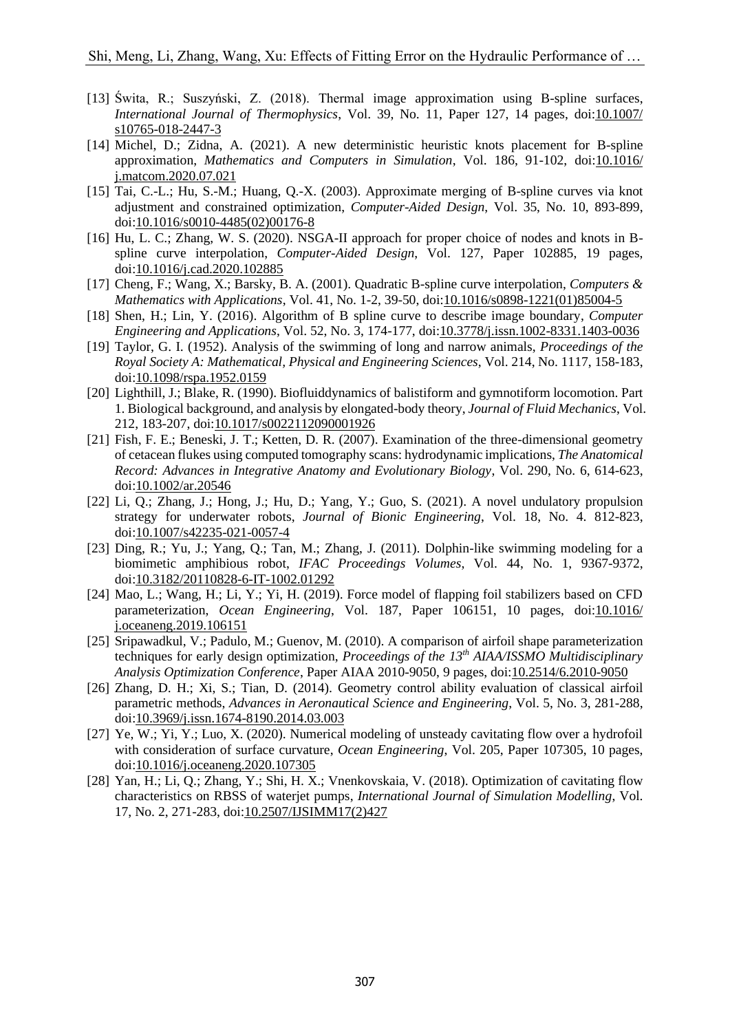[13] Świta, R.; Suszyński, Z. (2018). Thermal image approximation using B-spline surfaces, *International Journal of Thermophysics*, Vol. 39, No. 11, Paper 127, 14 pages, doi:10.1007/s10765-018-2447-3

[14] Michel, D.; Zidna, A. (2021). A new deterministic heuristic knots placement for B-spline approximation, *Mathematics and Computers in Simulation*, Vol. 186, 91-102, doi:10.1016/j.matcom.2020.07.021

[15] Tai, C.-L.; Hu, S.-M.; Huang, Q.-X. (2003). Approximate merging of B-spline curves via knot adjustment and constrained optimization, *Computer-Aided Design*, Vol. 35, No. 10, 893-899, doi:10.1016/s0010-4485(02)00176-8

[16] Hu, L. C.; Zhang, W. S. (2020). NSGA-II approach for proper choice of nodes and knots in B-spline curve interpolation, *Computer-Aided Design*, Vol. 127, Paper 102885, 19 pages, doi:10.1016/j.cad.2020.102885

[17] Cheng, F.; Wang, X.; Barsky, B. A. (2001). Quadratic B-spline curve interpolation, *Computers & Mathematics with Applications*, Vol. 41, No. 1-2, 39-50, doi:10.1016/s0898-1221(01)85004-5

[18] Shen, H.; Lin, Y. (2016). Algorithm of B spline curve to describe image boundary, *Computer Engineering and Applications*, Vol. 52, No. 3, 174-177, doi:10.3778/j.issn.1002-8331.1403-0036

[19] Taylor, G. I. (1952). Analysis of the swimming of long and narrow animals, *Proceedings of the Royal Society A: Mathematical, Physical and Engineering Sciences*, Vol. 214, No. 1117, 158-183, doi:10.1098/rspa.1952.0159

[20] Lighthill, J.; Blake, R. (1990). Biofluiddynamics of balistiform and gymnotiform locomotion. Part 1. Biological background, and analysis by elongated-body theory, *Journal of Fluid Mechanics*, Vol. 212, 183-207, doi:10.1017/s0022112090001926

[21] Fish, F. E.; Beneski, J. T.; Ketten, D. R. (2007). Examination of the three-dimensional geometry of cetacean flukes using computed tomography scans: hydrodynamic implications, *The Anatomical Record: Advances in Integrative Anatomy and Evolutionary Biology*, Vol. 290, No. 6, 614-623, doi:10.1002/ar.20546

[22] Li, Q.; Zhang, J.; Hong, J.; Hu, D.; Yang, Y.; Guo, S. (2021). A novel undulatory propulsion strategy for underwater robots, *Journal of Bionic Engineering*, Vol. 18, No. 4. 812-823, doi:10.1007/s42235-021-0057-4

[23] Ding, R.; Yu, J.; Yang, Q.; Tan, M.; Zhang, J. (2011). Dolphin-like swimming modeling for a biomimetic amphibious robot, *IFAC Proceedings Volumes*, Vol. 44, No. 1, 9367-9372, doi:10.3182/20110828-6-IT-1002.01292

[24] Mao, L.; Wang, H.; Li, Y.; Yi, H. (2019). Force model of flapping foil stabilizers based on CFD parameterization, *Ocean Engineering*, Vol. 187, Paper 106151, 10 pages, doi:10.1016/j.oceaneng.2019.106151

[25] Sripawadkul, V.; Padulo, M.; Guenov, M. (2010). A comparison of airfoil shape parameterization techniques for early design optimization, *Proceedings of the 13th AIAA/ISSMO Multidisciplinary Analysis Optimization Conference*, Paper AIAA 2010-9050, 9 pages, doi:10.2514/6.2010-9050

[26] Zhang, D. H.; Xi, S.; Tian, D. (2014). Geometry control ability evaluation of classical airfoil parametric methods, *Advances in Aeronautical Science and Engineering*, Vol. 5, No. 3, 281-288, doi:10.3969/j.issn.1674-8190.2014.03.003

[27] Ye, W.; Yi, Y.; Luo, X. (2020). Numerical modeling of unsteady cavitating flow over a hydrofoil with consideration of surface curvature, *Ocean Engineering*, Vol. 205, Paper 107305, 10 pages, doi:10.1016/j.oceaneng.2020.107305

[28] Yan, H.; Li, Q.; Zhang, Y.; Shi, H. X.; Vnenkovskaia, V. (2018). Optimization of cavitating flow characteristics on RBSS of waterjet pumps, *International Journal of Simulation Modelling*, Vol. 17, No. 2, 271-283, doi:10.2507/IJSIMM17(2)427